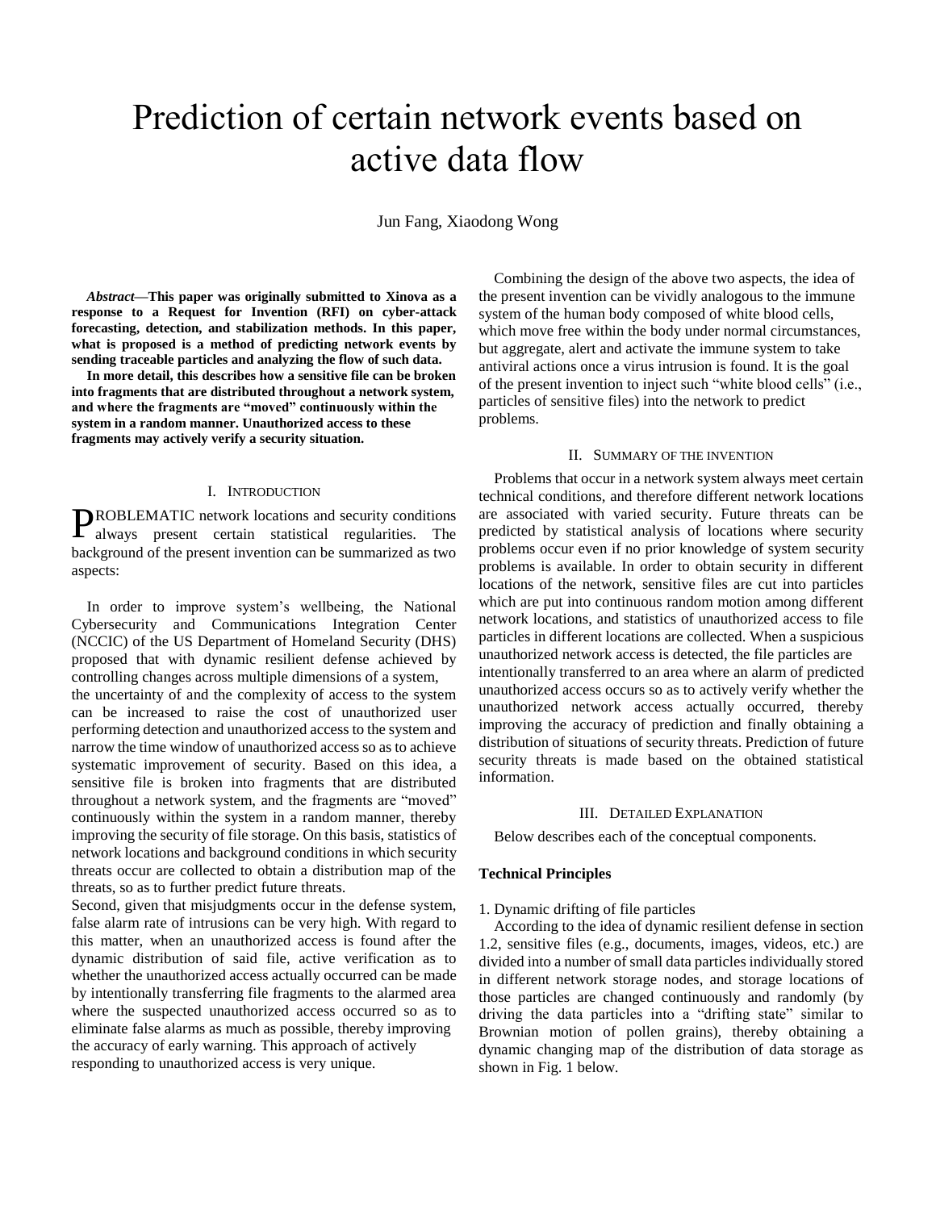# Prediction of certain network events based on active data flow

Jun Fang, Xiaodong Wong

***Abstract*—This paper was originally submitted to Xinova as a response to a Request for Invention (RFI) on cyber-attack forecasting, detection, and stabilization methods. In this paper, what is proposed is a method of predicting network events by sending traceable particles and analyzing the flow of such data.**

**In more detail, this describes how a sensitive file can be broken into fragments that are distributed throughout a network system, and where the fragments are "moved" continuously within the system in a random manner. Unauthorized access to these fragments may actively verify a security situation.**

## I. Introduction

PROBLEMATIC network locations and security conditions always present certain statistical regularities. The background of the present invention can be summarized as two aspects:

In order to improve system's wellbeing, the National Cybersecurity and Communications Integration Center (NCCIC) of the US Department of Homeland Security (DHS) proposed that with dynamic resilient defense achieved by controlling changes across multiple dimensions of a system, the uncertainty of and the complexity of access to the system can be increased to raise the cost of unauthorized user performing detection and unauthorized access to the system and narrow the time window of unauthorized access so as to achieve systematic improvement of security. Based on this idea, a sensitive file is broken into fragments that are distributed throughout a network system, and the fragments are "moved" continuously within the system in a random manner, thereby improving the security of file storage. On this basis, statistics of network locations and background conditions in which security threats occur are collected to obtain a distribution map of the threats, so as to further predict future threats.

Second, given that misjudgments occur in the defense system, false alarm rate of intrusions can be very high. With regard to this matter, when an unauthorized access is found after the dynamic distribution of said file, active verification as to whether the unauthorized access actually occurred can be made by intentionally transferring file fragments to the alarmed area where the suspected unauthorized access occurred so as to eliminate false alarms as much as possible, thereby improving the accuracy of early warning. This approach of actively responding to unauthorized access is very unique.

Combining the design of the above two aspects, the idea of the present invention can be vividly analogous to the immune system of the human body composed of white blood cells, which move free within the body under normal circumstances, but aggregate, alert and activate the immune system to take antiviral actions once a virus intrusion is found. It is the goal of the present invention to inject such "white blood cells" (i.e., particles of sensitive files) into the network to predict problems.

## II. Summary of the Invention

Problems that occur in a network system always meet certain technical conditions, and therefore different network locations are associated with varied security. Future threats can be predicted by statistical analysis of locations where security problems occur even if no prior knowledge of system security problems is available. In order to obtain security in different locations of the network, sensitive files are cut into particles which are put into continuous random motion among different network locations, and statistics of unauthorized access to file particles in different locations are collected. When a suspicious unauthorized network access is detected, the file particles are intentionally transferred to an area where an alarm of predicted unauthorized access occurs so as to actively verify whether the unauthorized network access actually occurred, thereby improving the accuracy of prediction and finally obtaining a distribution of situations of security threats. Prediction of future security threats is made based on the obtained statistical information.

## III. Detailed Explanation

Below describes each of the conceptual components.

### Technical Principles

1. Dynamic drifting of file particles

According to the idea of dynamic resilient defense in section 1.2, sensitive files (e.g., documents, images, videos, etc.) are divided into a number of small data particles individually stored in different network storage nodes, and storage locations of those particles are changed continuously and randomly (by driving the data particles into a "drifting state" similar to Brownian motion of pollen grains), thereby obtaining a dynamic changing map of the distribution of data storage as shown in Fig. 1 below.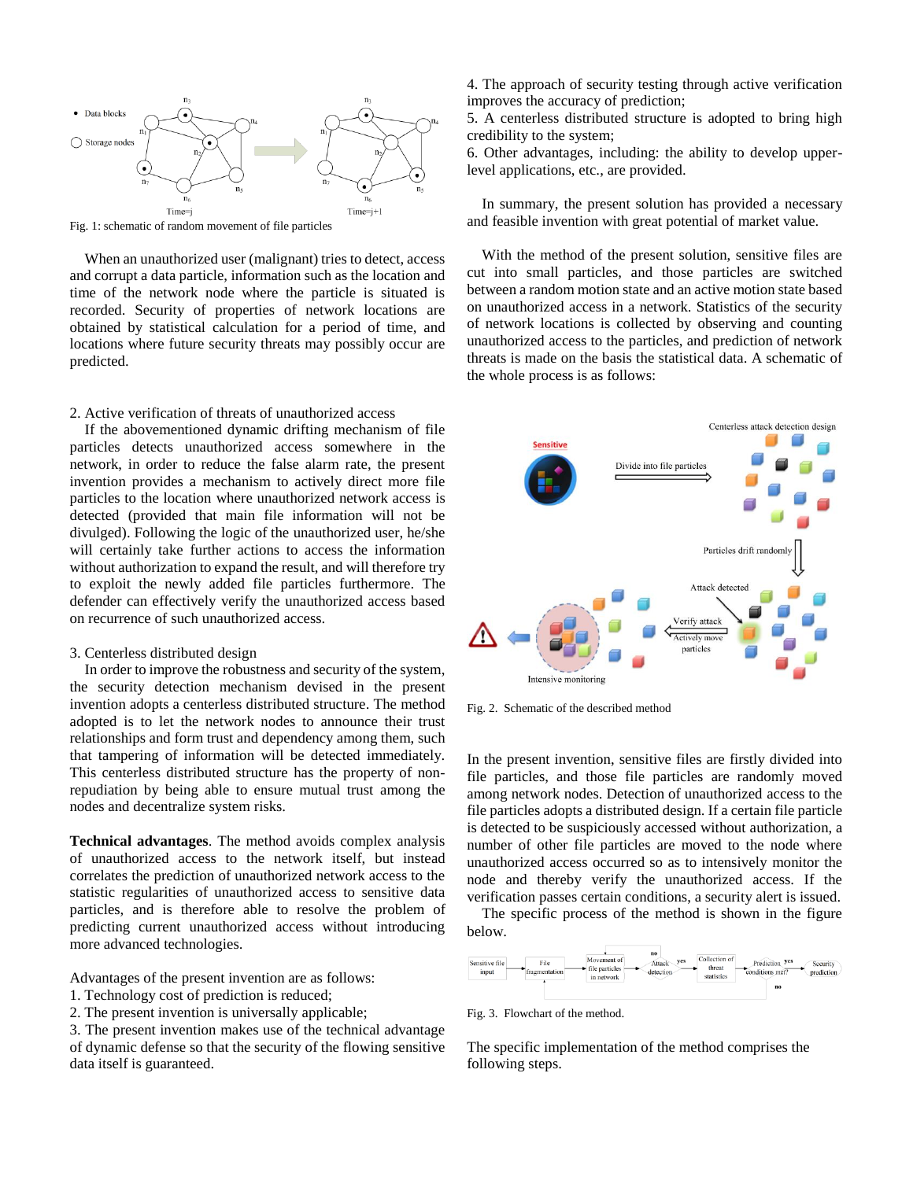Fig. 1: schematic of random movement of file particles

When an unauthorized user (malignant) tries to detect, access and corrupt a data particle, information such as the location and time of the network node where the particle is situated is recorded. Security of properties of network locations are obtained by statistical calculation for a period of time, and locations where future security threats may possibly occur are predicted.

2. Active verification of threats of unauthorized access

If the abovementioned dynamic drifting mechanism of file particles detects unauthorized access somewhere in the network, in order to reduce the false alarm rate, the present invention provides a mechanism to actively direct more file particles to the location where unauthorized network access is detected (provided that main file information will not be divulged). Following the logic of the unauthorized user, he/she will certainly take further actions to access the information without authorization to expand the result, and will therefore try to exploit the newly added file particles furthermore. The defender can effectively verify the unauthorized access based on recurrence of such unauthorized access.

3. Centerless distributed design

In order to improve the robustness and security of the system, the security detection mechanism devised in the present invention adopts a centerless distributed structure. The method adopted is to let the network nodes to announce their trust relationships and form trust and dependency among them, such that tampering of information will be detected immediately. This centerless distributed structure has the property of non-repudiation by being able to ensure mutual trust among the nodes and decentralize system risks.

**Technical advantages**. The method avoids complex analysis of unauthorized access to the network itself, but instead correlates the prediction of unauthorized network access to the statistic regularities of unauthorized access to sensitive data particles, and is therefore able to resolve the problem of predicting current unauthorized access without introducing more advanced technologies.

Advantages of the present invention are as follows:

1. Technology cost of prediction is reduced;
2. The present invention is universally applicable;
3. The present invention makes use of the technical advantage of dynamic defense so that the security of the flowing sensitive data itself is guaranteed.
4. The approach of security testing through active verification improves the accuracy of prediction;
5. A centerless distributed structure is adopted to bring high credibility to the system;
6. Other advantages, including: the ability to develop upper-level applications, etc., are provided.

In summary, the present solution has provided a necessary and feasible invention with great potential of market value.

With the method of the present solution, sensitive files are cut into small particles, and those particles are switched between a random motion state and an active motion state based on unauthorized access in a network. Statistics of the security of network locations is collected by observing and counting unauthorized access to the particles, and prediction of network threats is made on the basis the statistical data. A schematic of the whole process is as follows:

Fig. 2. Schematic of the described method

In the present invention, sensitive files are firstly divided into file particles, and those file particles are randomly moved among network nodes. Detection of unauthorized access to the file particles adopts a distributed design. If a certain file particle is detected to be suspiciously accessed without authorization, a number of other file particles are moved to the node where unauthorized access occurred so as to intensively monitor the node and thereby verify the unauthorized access. If the verification passes certain conditions, a security alert is issued.

The specific process of the method is shown in the figure below.

Fig. 3. Flowchart of the method.

The specific implementation of the method comprises the following steps.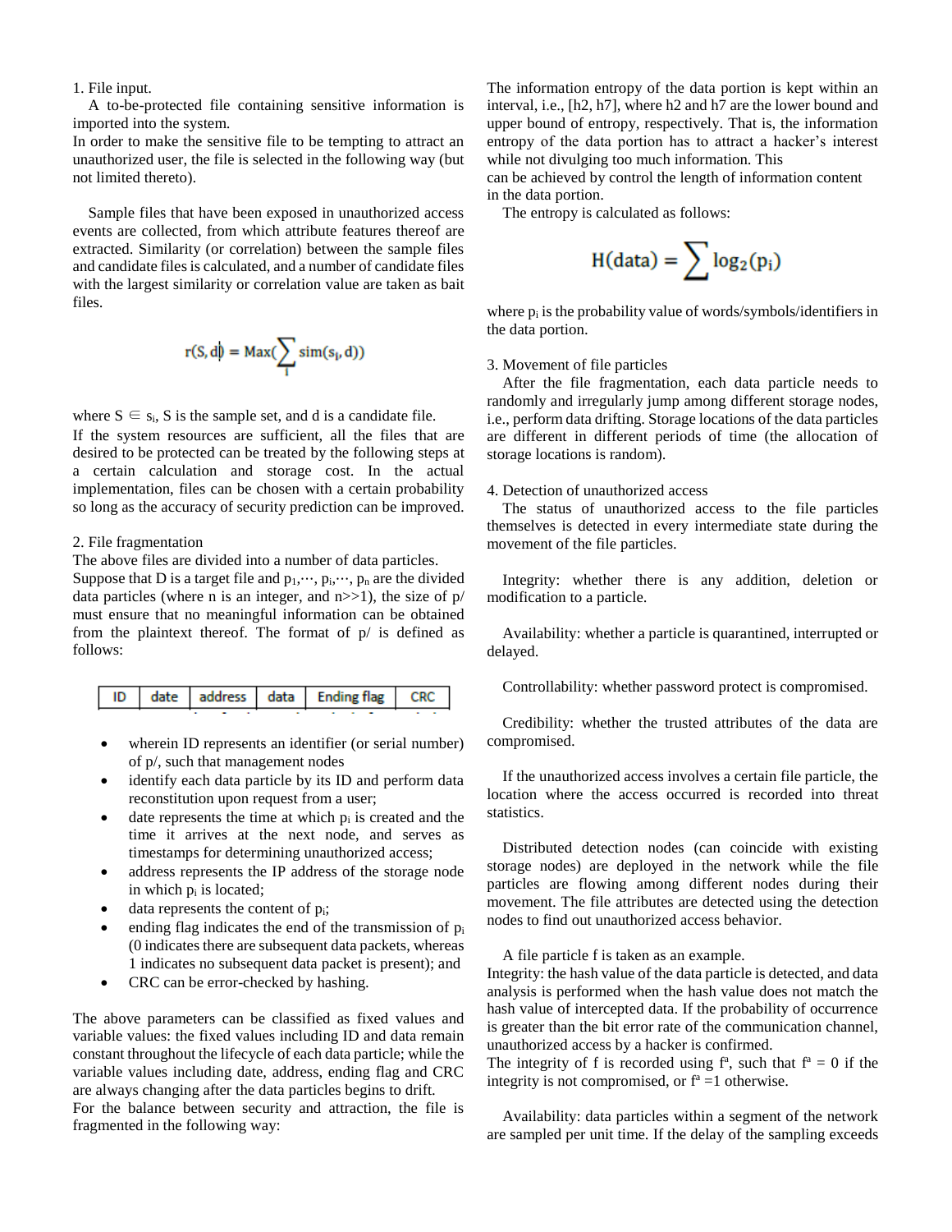1. File input.

A to-be-protected file containing sensitive information is imported into the system.

In order to make the sensitive file to be tempting to attract an unauthorized user, the file is selected in the following way (but not limited thereto).

Sample files that have been exposed in unauthorized access events are collected, from which attribute features thereof are extracted. Similarity (or correlation) between the sample files and candidate files is calculated, and a number of candidate files with the largest similarity or correlation value are taken as bait files.

$$r(S, d) = \mathrm{Max}(\sum_{i} \mathrm{sim}(s_i, d))$$

where $S \in s_i$, S is the sample set, and d is a candidate file.

If the system resources are sufficient, all the files that are desired to be protected can be treated by the following steps at a certain calculation and storage cost. In the actual implementation, files can be chosen with a certain probability so long as the accuracy of security prediction can be improved.

2. File fragmentation

The above files are divided into a number of data particles.

Suppose that D is a target file and $p_1,\cdots, p_i,\cdots, p_n$ are the divided data particles (where n is an integer, and n>>1), the size of p/ must ensure that no meaningful information can be obtained from the plaintext thereof. The format of p/ is defined as follows:

| ID | date | address | data | Ending flag | CRC |
|---|---|---|---|---|---|

- wherein ID represents an identifier (or serial number) of p/, such that management nodes
- identify each data particle by its ID and perform data reconstitution upon request from a user;
- date represents the time at which $p_i$ is created and the time it arrives at the next node, and serves as timestamps for determining unauthorized access;
- address represents the IP address of the storage node in which $p_i$ is located;
- data represents the content of $p_i$;
- ending flag indicates the end of the transmission of $p_i$ (0 indicates there are subsequent data packets, whereas 1 indicates no subsequent data packet is present); and
- CRC can be error-checked by hashing.

The above parameters can be classified as fixed values and variable values: the fixed values including ID and data remain constant throughout the lifecycle of each data particle; while the variable values including date, address, ending flag and CRC are always changing after the data particles begins to drift.

For the balance between security and attraction, the file is fragmented in the following way:

The information entropy of the data portion is kept within an interval, i.e., [h2, h7], where h2 and h7 are the lower bound and upper bound of entropy, respectively. That is, the information entropy of the data portion has to attract a hacker's interest while not divulging too much information. This can be achieved by control the length of information content in the data portion.

The entropy is calculated as follows:

$$H(\mathrm{data}) = \sum \log_2(p_i)$$

where $p_i$ is the probability value of words/symbols/identifiers in the data portion.

3. Movement of file particles

After the file fragmentation, each data particle needs to randomly and irregularly jump among different storage nodes, i.e., perform data drifting. Storage locations of the data particles are different in different periods of time (the allocation of storage locations is random).

4. Detection of unauthorized access

The status of unauthorized access to the file particles themselves is detected in every intermediate state during the movement of the file particles.

Integrity: whether there is any addition, deletion or modification to a particle.

Availability: whether a particle is quarantined, interrupted or delayed.

Controllability: whether password protect is compromised.

Credibility: whether the trusted attributes of the data are compromised.

If the unauthorized access involves a certain file particle, the location where the access occurred is recorded into threat statistics.

Distributed detection nodes (can coincide with existing storage nodes) are deployed in the network while the file particles are flowing among different nodes during their movement. The file attributes are detected using the detection nodes to find out unauthorized access behavior.

A file particle f is taken as an example.

Integrity: the hash value of the data particle is detected, and data analysis is performed when the hash value does not match the hash value of intercepted data. If the probability of occurrence is greater than the bit error rate of the communication channel, unauthorized access by a hacker is confirmed.

The integrity of f is recorded using $f^a$, such that $f^a = 0$ if the integrity is not compromised, or $f^a = 1$ otherwise.

Availability: data particles within a segment of the network are sampled per unit time. If the delay of the sampling exceeds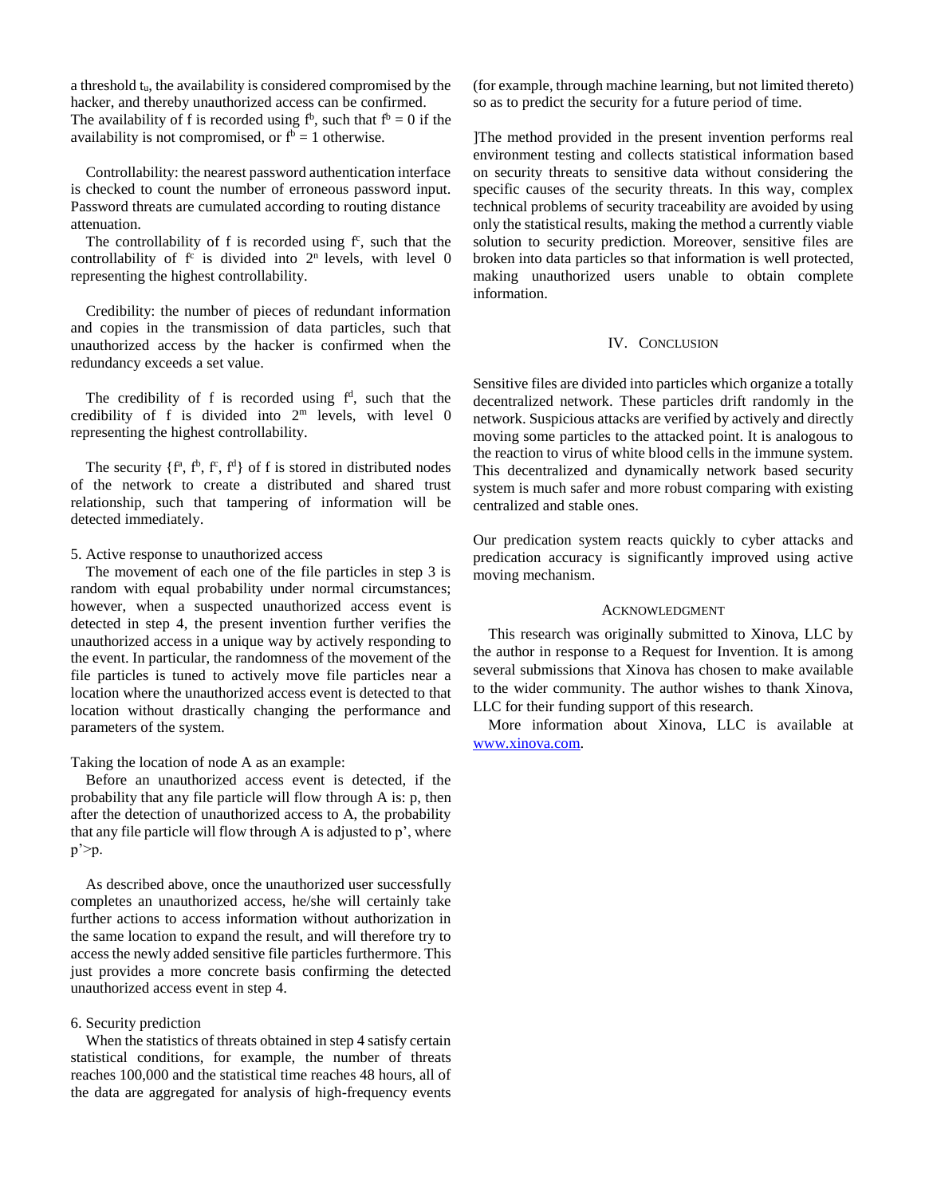a threshold $t_u$, the availability is considered compromised by the hacker, and thereby unauthorized access can be confirmed. The availability of f is recorded using $f^b$, such that $f^b = 0$ if the availability is not compromised, or $f^b = 1$ otherwise.

Controllability: the nearest password authentication interface is checked to count the number of erroneous password input. Password threats are cumulated according to routing distance attenuation.

The controllability of f is recorded using $f^c$, such that the controllability of $f^c$ is divided into $2^n$ levels, with level 0 representing the highest controllability.

Credibility: the number of pieces of redundant information and copies in the transmission of data particles, such that unauthorized access by the hacker is confirmed when the redundancy exceeds a set value.

The credibility of f is recorded using $f^d$, such that the credibility of f is divided into $2^m$ levels, with level 0 representing the highest controllability.

The security $\{f^a, f^b, f^c, f^d\}$ of f is stored in distributed nodes of the network to create a distributed and shared trust relationship, such that tampering of information will be detected immediately.

5. Active response to unauthorized access

The movement of each one of the file particles in step 3 is random with equal probability under normal circumstances; however, when a suspected unauthorized access event is detected in step 4, the present invention further verifies the unauthorized access in a unique way by actively responding to the event. In particular, the randomness of the movement of the file particles is tuned to actively move file particles near a location where the unauthorized access event is detected to that location without drastically changing the performance and parameters of the system.

Taking the location of node A as an example:

Before an unauthorized access event is detected, if the probability that any file particle will flow through A is: p, then after the detection of unauthorized access to A, the probability that any file particle will flow through A is adjusted to p', where p'>p.

As described above, once the unauthorized user successfully completes an unauthorized access, he/she will certainly take further actions to access information without authorization in the same location to expand the result, and will therefore try to access the newly added sensitive file particles furthermore. This just provides a more concrete basis confirming the detected unauthorized access event in step 4.

6. Security prediction

When the statistics of threats obtained in step 4 satisfy certain statistical conditions, for example, the number of threats reaches 100,000 and the statistical time reaches 48 hours, all of the data are aggregated for analysis of high-frequency events (for example, through machine learning, but not limited thereto) so as to predict the security for a future period of time.

]The method provided in the present invention performs real environment testing and collects statistical information based on security threats to sensitive data without considering the specific causes of the security threats. In this way, complex technical problems of security traceability are avoided by using only the statistical results, making the method a currently viable solution to security prediction. Moreover, sensitive files are broken into data particles so that information is well protected, making unauthorized users unable to obtain complete information.

## IV. Conclusion

Sensitive files are divided into particles which organize a totally decentralized network. These particles drift randomly in the network. Suspicious attacks are verified by actively and directly moving some particles to the attacked point. It is analogous to the reaction to virus of white blood cells in the immune system. This decentralized and dynamically network based security system is much safer and more robust comparing with existing centralized and stable ones.

Our predication system reacts quickly to cyber attacks and predication accuracy is significantly improved using active moving mechanism.

## Acknowledgment

This research was originally submitted to Xinova, LLC by the author in response to a Request for Invention. It is among several submissions that Xinova has chosen to make available to the wider community. The author wishes to thank Xinova, LLC for their funding support of this research.

More information about Xinova, LLC is available at www.xinova.com.